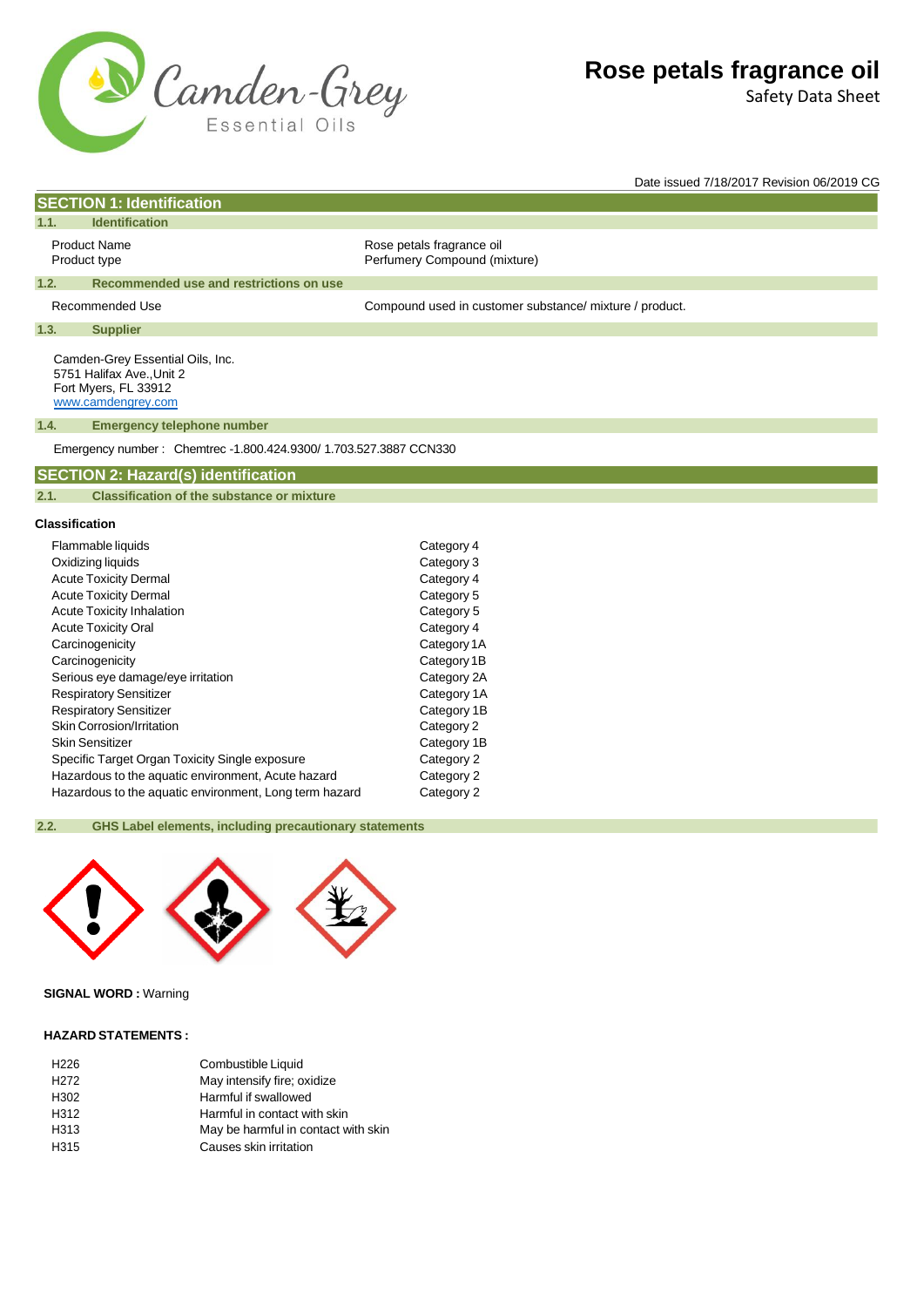# Rose petals fragrance oil

Safety Data Sheet

Date issued 7/18/2017 Revision 06/2019 CG

## SECTION 1: Identification

### 1.1. Identification

| | |
|---|---|
| Product Name | Rose petals fragrance oil |
| Product type | Perfumery Compound (mixture) |

### 1.2. Recommended use and restrictions on use

| | |
|---|---|
| Recommended Use | Compound used in customer substance/ mixture / product. |

### 1.3. Supplier

Camden-Grey Essential Oils, Inc.
5751 Halifax Ave.,Unit 2
Fort Myers, FL 33912
www.camdengrey.com

### 1.4. Emergency telephone number

Emergency number : Chemtrec -1.800.424.9300/ 1.703.527.3887 CCN330

## SECTION 2: Hazard(s) identification

### 2.1. Classification of the substance or mixture

**Classification**

| | |
|---|---|
| Flammable liquids | Category 4 |
| Oxidizing liquids | Category 3 |
| Acute Toxicity Dermal | Category 4 |
| Acute Toxicity Dermal | Category 5 |
| Acute Toxicity Inhalation | Category 5 |
| Acute Toxicity Oral | Category 4 |
| Carcinogenicity | Category 1A |
| Carcinogenicity | Category 1B |
| Serious eye damage/eye irritation | Category 2A |
| Respiratory Sensitizer | Category 1A |
| Respiratory Sensitizer | Category 1B |
| Skin Corrosion/Irritation | Category 2 |
| Skin Sensitizer | Category 1B |
| Specific Target Organ Toxicity Single exposure | Category 2 |
| Hazardous to the aquatic environment, Acute hazard | Category 2 |
| Hazardous to the aquatic environment, Long term hazard | Category 2 |

### 2.2. GHS Label elements, including precautionary statements

**SIGNAL WORD :** Warning

**HAZARD STATEMENTS :**

| | |
|---|---|
| H226 | Combustible Liquid |
| H272 | May intensify fire; oxidize |
| H302 | Harmful if swallowed |
| H312 | Harmful in contact with skin |
| H313 | May be harmful in contact with skin |
| H315 | Causes skin irritation |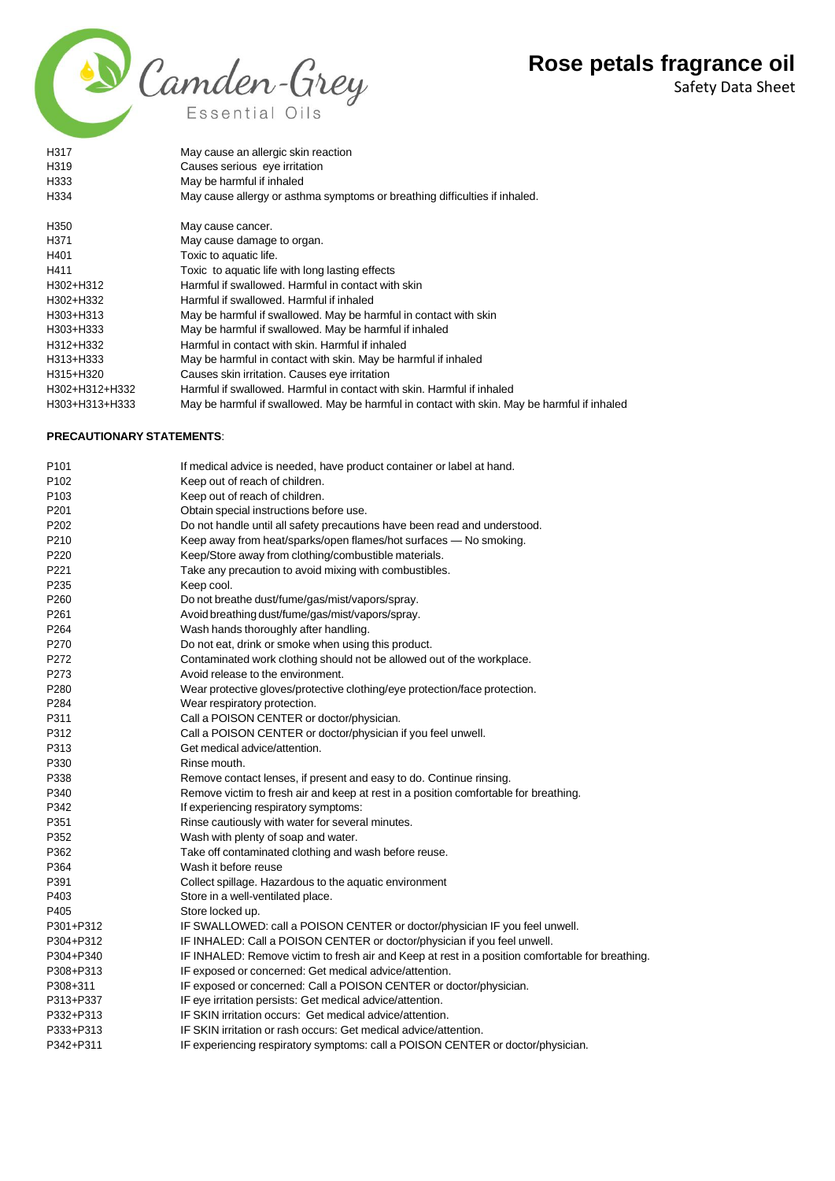| | |
|---|---|
| H317 | May cause an allergic skin reaction |
| H319 | Causes serious eye irritation |
| H333 | May be harmful if inhaled |
| H334 | May cause allergy or asthma symptoms or breathing difficulties if inhaled. |
| H350 | May cause cancer. |
| H371 | May cause damage to organ. |
| H401 | Toxic to aquatic life. |
| H411 | Toxic to aquatic life with long lasting effects |
| H302+H312 | Harmful if swallowed. Harmful in contact with skin |
| H302+H332 | Harmful if swallowed. Harmful if inhaled |
| H303+H313 | May be harmful if swallowed. May be harmful in contact with skin |
| H303+H333 | May be harmful if swallowed. May be harmful if inhaled |
| H312+H332 | Harmful in contact with skin. Harmful if inhaled |
| H313+H333 | May be harmful in contact with skin. May be harmful if inhaled |
| H315+H320 | Causes skin irritation. Causes eye irritation |
| H302+H312+H332 | Harmful if swallowed. Harmful in contact with skin. Harmful if inhaled |
| H303+H313+H333 | May be harmful if swallowed. May be harmful in contact with skin. May be harmful if inhaled |

**PRECAUTIONARY STATEMENTS**:

| | |
|---|---|
| P101 | If medical advice is needed, have product container or label at hand. |
| P102 | Keep out of reach of children. |
| P103 | Keep out of reach of children. |
| P201 | Obtain special instructions before use. |
| P202 | Do not handle until all safety precautions have been read and understood. |
| P210 | Keep away from heat/sparks/open flames/hot surfaces — No smoking. |
| P220 | Keep/Store away from clothing/combustible materials. |
| P221 | Take any precaution to avoid mixing with combustibles. |
| P235 | Keep cool. |
| P260 | Do not breathe dust/fume/gas/mist/vapors/spray. |
| P261 | Avoid breathing dust/fume/gas/mist/vapors/spray. |
| P264 | Wash hands thoroughly after handling. |
| P270 | Do not eat, drink or smoke when using this product. |
| P272 | Contaminated work clothing should not be allowed out of the workplace. |
| P273 | Avoid release to the environment. |
| P280 | Wear protective gloves/protective clothing/eye protection/face protection. |
| P284 | Wear respiratory protection. |
| P311 | Call a POISON CENTER or doctor/physician. |
| P312 | Call a POISON CENTER or doctor/physician if you feel unwell. |
| P313 | Get medical advice/attention. |
| P330 | Rinse mouth. |
| P338 | Remove contact lenses, if present and easy to do. Continue rinsing. |
| P340 | Remove victim to fresh air and keep at rest in a position comfortable for breathing. |
| P342 | If experiencing respiratory symptoms: |
| P351 | Rinse cautiously with water for several minutes. |
| P352 | Wash with plenty of soap and water. |
| P362 | Take off contaminated clothing and wash before reuse. |
| P364 | Wash it before reuse |
| P391 | Collect spillage. Hazardous to the aquatic environment |
| P403 | Store in a well-ventilated place. |
| P405 | Store locked up. |
| P301+P312 | IF SWALLOWED: call a POISON CENTER or doctor/physician IF you feel unwell. |
| P304+P312 | IF INHALED: Call a POISON CENTER or doctor/physician if you feel unwell. |
| P304+P340 | IF INHALED: Remove victim to fresh air and Keep at rest in a position comfortable for breathing. |
| P308+P313 | IF exposed or concerned: Get medical advice/attention. |
| P308+311 | IF exposed or concerned: Call a POISON CENTER or doctor/physician. |
| P313+P337 | IF eye irritation persists: Get medical advice/attention. |
| P332+P313 | IF SKIN irritation occurs: Get medical advice/attention. |
| P333+P313 | IF SKIN irritation or rash occurs: Get medical advice/attention. |
| P342+P311 | IF experiencing respiratory symptoms: call a POISON CENTER or doctor/physician. |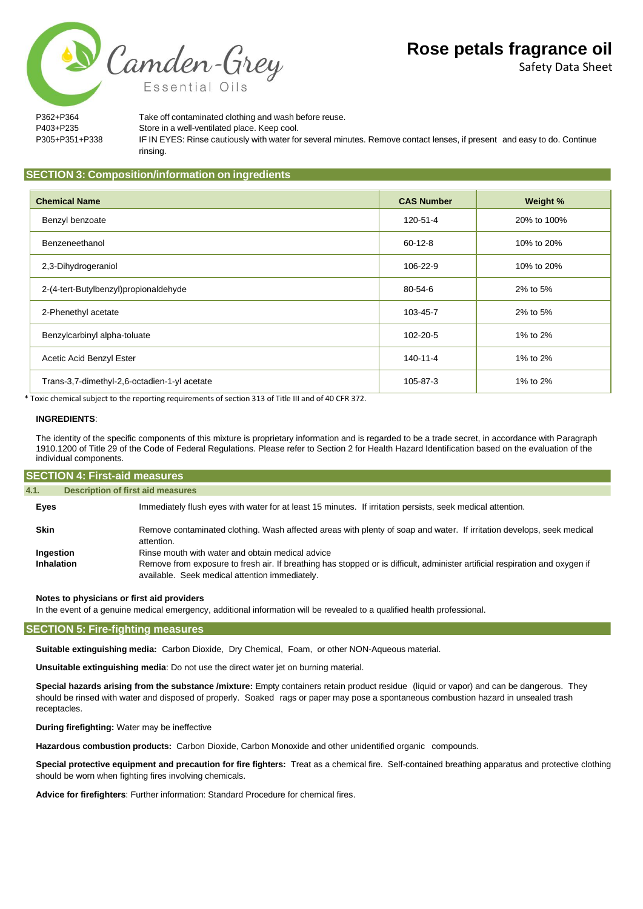| | |
|---|---|
| P362+P364 | Take off contaminated clothing and wash before reuse. |
| P403+P235 | Store in a well-ventilated place. Keep cool. |
| P305+P351+P338 | IF IN EYES: Rinse cautiously with water for several minutes. Remove contact lenses, if present and easy to do. Continue rinsing. |

## SECTION 3: Composition/information on ingredients

| Chemical Name | CAS Number | Weight % |
|---|---|---|
| Benzyl benzoate | 120-51-4 | 20% to 100% |
| Benzeneethanol | 60-12-8 | 10% to 20% |
| 2,3-Dihydrogeraniol | 106-22-9 | 10% to 20% |
| 2-(4-tert-Butylbenzyl)propionaldehyde | 80-54-6 | 2% to 5% |
| 2-Phenethyl acetate | 103-45-7 | 2% to 5% |
| Benzylcarbinyl alpha-toluate | 102-20-5 | 1% to 2% |
| Acetic Acid Benzyl Ester | 140-11-4 | 1% to 2% |
| Trans-3,7-dimethyl-2,6-octadien-1-yl acetate | 105-87-3 | 1% to 2% |

* Toxic chemical subject to the reporting requirements of section 313 of Title III and of 40 CFR 372.

**INGREDIENTS**:

The identity of the specific components of this mixture is proprietary information and is regarded to be a trade secret, in accordance with Paragraph 1910.1200 of Title 29 of the Code of Federal Regulations. Please refer to Section 2 for Health Hazard Identification based on the evaluation of the individual components.

## SECTION 4: First-aid measures

### 4.1. Description of first aid measures

**Eyes** Immediately flush eyes with water for at least 15 minutes. If irritation persists, seek medical attention.

**Skin** Remove contaminated clothing. Wash affected areas with plenty of soap and water. If irritation develops, seek medical attention.

**Ingestion** Rinse mouth with water and obtain medical advice

**Inhalation** Remove from exposure to fresh air. If breathing has stopped or is difficult, administer artificial respiration and oxygen if available. Seek medical attention immediately.

**Notes to physicians or first aid providers**

In the event of a genuine medical emergency, additional information will be revealed to a qualified health professional.

## SECTION 5: Fire-fighting measures

**Suitable extinguishing media:** Carbon Dioxide, Dry Chemical, Foam, or other NON-Aqueous material.

**Unsuitable extinguishing media**: Do not use the direct water jet on burning material.

**Special hazards arising from the substance /mixture:** Empty containers retain product residue (liquid or vapor) and can be dangerous. They should be rinsed with water and disposed of properly. Soaked rags or paper may pose a spontaneous combustion hazard in unsealed trash receptacles.

**During firefighting:** Water may be ineffective

**Hazardous combustion products:** Carbon Dioxide, Carbon Monoxide and other unidentified organic compounds.

**Special protective equipment and precaution for fire fighters:** Treat as a chemical fire. Self-contained breathing apparatus and protective clothing should be worn when fighting fires involving chemicals.

**Advice for firefighters**: Further information: Standard Procedure for chemical fires.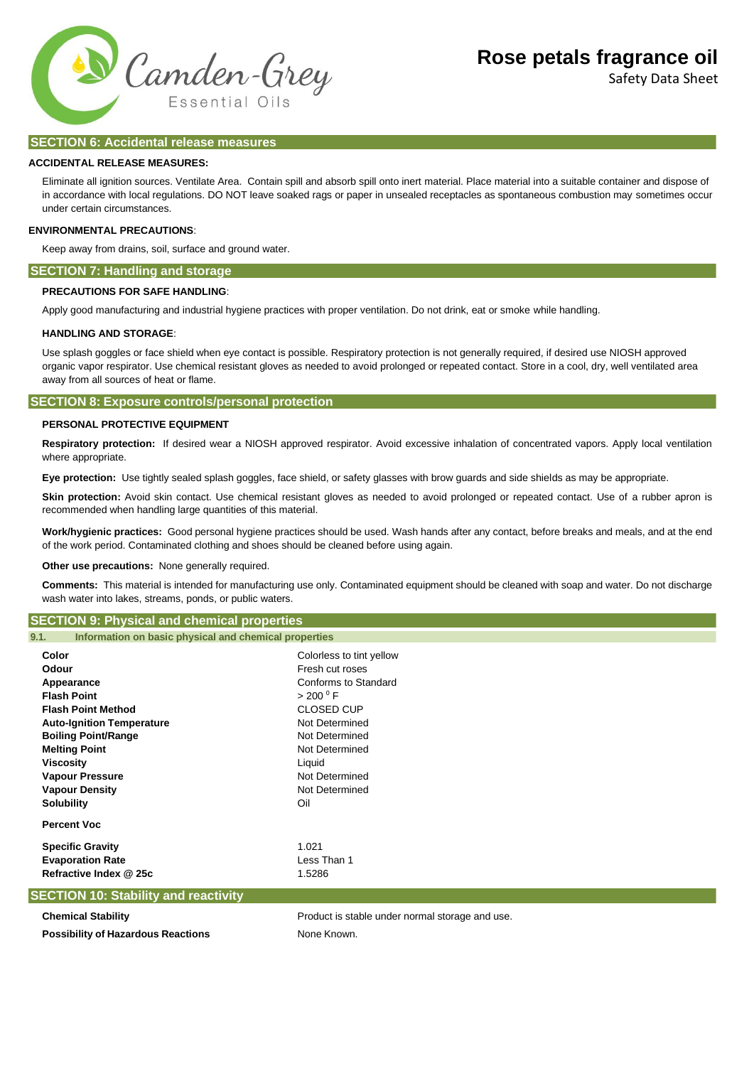## SECTION 6: Accidental release measures

**ACCIDENTAL RELEASE MEASURES:**

Eliminate all ignition sources. Ventilate Area. Contain spill and absorb spill onto inert material. Place material into a suitable container and dispose of in accordance with local regulations. DO NOT leave soaked rags or paper in unsealed receptacles as spontaneous combustion may sometimes occur under certain circumstances.

**ENVIRONMENTAL PRECAUTIONS**:

Keep away from drains, soil, surface and ground water.

## SECTION 7: Handling and storage

**PRECAUTIONS FOR SAFE HANDLING**:

Apply good manufacturing and industrial hygiene practices with proper ventilation. Do not drink, eat or smoke while handling.

**HANDLING AND STORAGE**:

Use splash goggles or face shield when eye contact is possible. Respiratory protection is not generally required, if desired use NIOSH approved organic vapor respirator. Use chemical resistant gloves as needed to avoid prolonged or repeated contact. Store in a cool, dry, well ventilated area away from all sources of heat or flame.

## SECTION 8: Exposure controls/personal protection

**PERSONAL PROTECTIVE EQUIPMENT**

**Respiratory protection:** If desired wear a NIOSH approved respirator. Avoid excessive inhalation of concentrated vapors. Apply local ventilation where appropriate.

**Eye protection:** Use tightly sealed splash goggles, face shield, or safety glasses with brow guards and side shields as may be appropriate.

**Skin protection:** Avoid skin contact. Use chemical resistant gloves as needed to avoid prolonged or repeated contact. Use of a rubber apron is recommended when handling large quantities of this material.

**Work/hygienic practices:** Good personal hygiene practices should be used. Wash hands after any contact, before breaks and meals, and at the end of the work period. Contaminated clothing and shoes should be cleaned before using again.

**Other use precautions:** None generally required.

**Comments:** This material is intended for manufacturing use only. Contaminated equipment should be cleaned with soap and water. Do not discharge wash water into lakes, streams, ponds, or public waters.

## SECTION 9: Physical and chemical properties

### 9.1. Information on basic physical and chemical properties

| | |
|---|---|
| **Color** | Colorless to tint yellow |
| **Odour** | Fresh cut roses |
| **Appearance** | Conforms to Standard |
| **Flash Point** | > 200 $^0$ F |
| **Flash Point Method** | CLOSED CUP |
| **Auto-Ignition Temperature** | Not Determined |
| **Boiling Point/Range** | Not Determined |
| **Melting Point** | Not Determined |
| **Viscosity** | Liquid |
| **Vapour Pressure** | Not Determined |
| **Vapour Density** | Not Determined |
| **Solubility** | Oil |
| **Percent Voc** | |
| **Specific Gravity** | 1.021 |
| **Evaporation Rate** | Less Than 1 |
| **Refractive Index @ 25c** | 1.5286 |

## SECTION 10: Stability and reactivity

| | |
|---|---|
| **Chemical Stability** | Product is stable under normal storage and use. |
| **Possibility of Hazardous Reactions** | None Known. |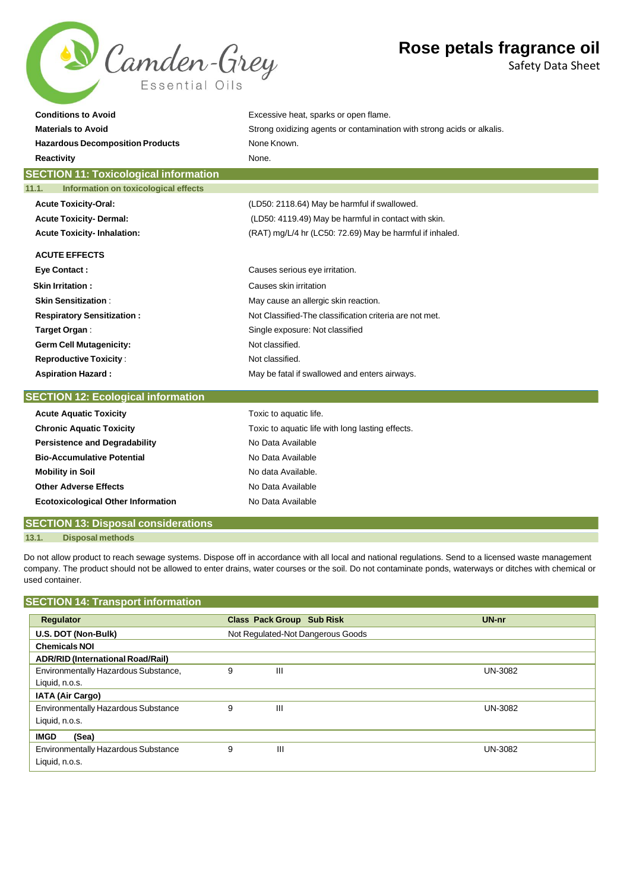| | |
|---|---|
| **Conditions to Avoid** | Excessive heat, sparks or open flame. |
| **Materials to Avoid** | Strong oxidizing agents or contamination with strong acids or alkalis. |
| **Hazardous Decomposition Products** | None Known. |
| **Reactivity** | None. |

## SECTION 11: Toxicological information

### 11.1. Information on toxicological effects

| | |
|---|---|
| **Acute Toxicity-Oral:** | (LD50: 2118.64) May be harmful if swallowed. |
| **Acute Toxicity- Dermal:** | (LD50: 4119.49) May be harmful in contact with skin. |
| **Acute Toxicity- Inhalation:** | (RAT) mg/L/4 hr (LC50: 72.69) May be harmful if inhaled. |

**ACUTE EFFECTS**

| | |
|---|---|
| **Eye Contact :** | Causes serious eye irritation. |
| **Skin Irritation :** | Causes skin irritation |
| **Skin Sensitization** : | May cause an allergic skin reaction. |
| **Respiratory Sensitization :** | Not Classified-The classification criteria are not met. |
| **Target Organ** : | Single exposure: Not classified |
| **Germ Cell Mutagenicity:** | Not classified. |
| **Reproductive Toxicity** : | Not classified. |
| **Aspiration Hazard :** | May be fatal if swallowed and enters airways. |

## SECTION 12: Ecological information

| | |
|---|---|
| **Acute Aquatic Toxicity** | Toxic to aquatic life. |
| **Chronic Aquatic Toxicity** | Toxic to aquatic life with long lasting effects. |
| **Persistence and Degradability** | No Data Available |
| **Bio-Accumulative Potential** | No Data Available |
| **Mobility in Soil** | No data Available. |
| **Other Adverse Effects** | No Data Available |
| **Ecotoxicological Other Information** | No Data Available |

## SECTION 13: Disposal considerations

### 13.1. Disposal methods

Do not allow product to reach sewage systems. Dispose off in accordance with all local and national regulations. Send to a licensed waste management company. The product should not be allowed to enter drains, water courses or the soil. Do not contaminate ponds, waterways or ditches with chemical or used container.

## SECTION 14: Transport information

| Regulator | Class | Pack Group | Sub Risk | UN-nr |
|---|---|---|---|---|
| **U.S. DOT (Non-Bulk)** | Not Regulated-Not Dangerous Goods | | | |
| **Chemicals NOI** | | | | |
| **ADR/RID (International Road/Rail)** | | | | |
| Environmentally Hazardous Substance, Liquid, n.o.s. | 9 | III | | UN-3082 |
| **IATA (Air Cargo)** | | | | |
| Environmentally Hazardous Substance Liquid, n.o.s. | 9 | III | | UN-3082 |
| **IMGD (Sea)** | | | | |
| Environmentally Hazardous Substance Liquid, n.o.s. | 9 | III | | UN-3082 |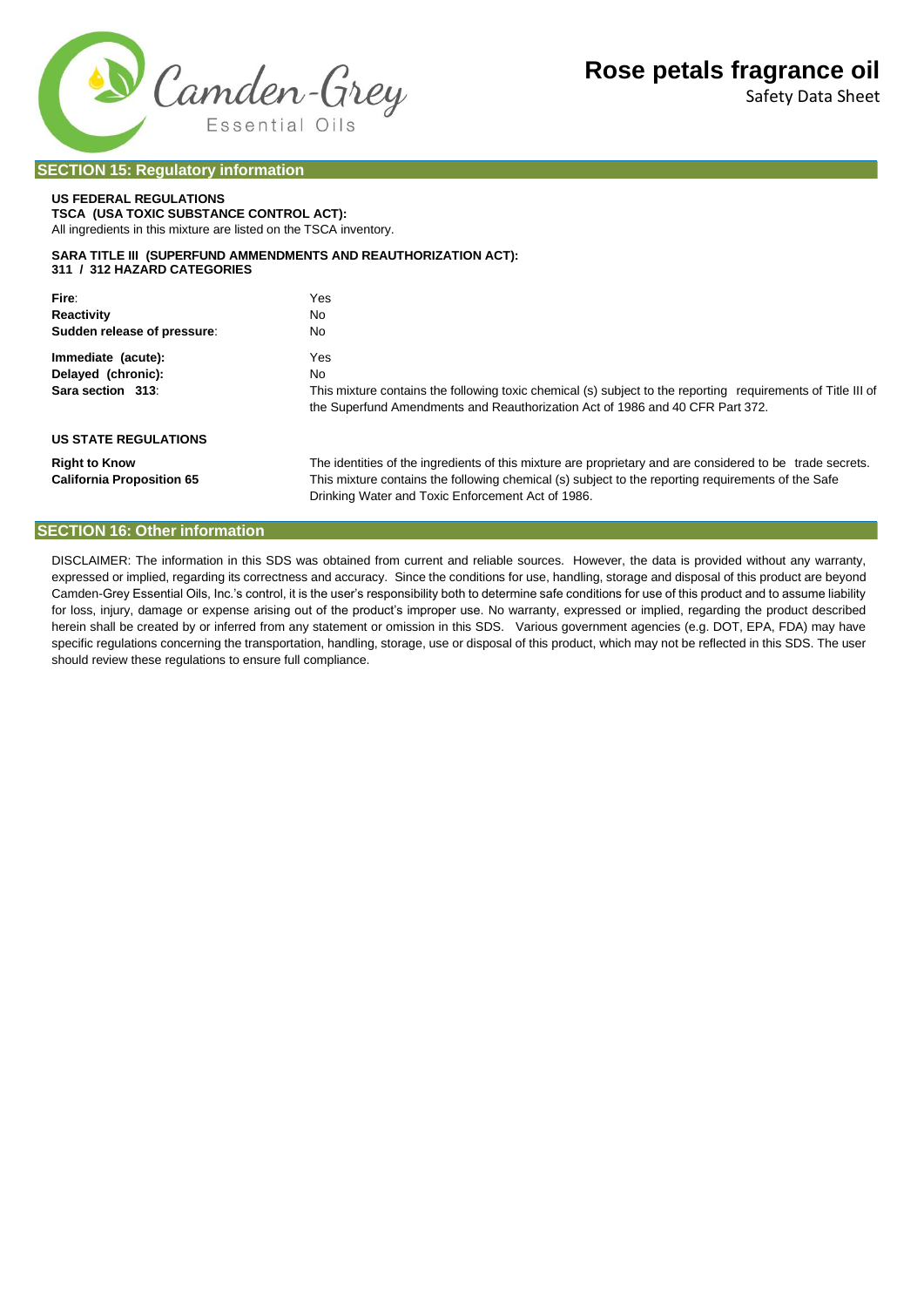## SECTION 15: Regulatory information

**US FEDERAL REGULATIONS**
**TSCA (USA TOXIC SUBSTANCE CONTROL ACT):**
All ingredients in this mixture are listed on the TSCA inventory.

**SARA TITLE III (SUPERFUND AMMENDMENTS AND REAUTHORIZATION ACT):**
**311 / 312 HAZARD CATEGORIES**

| | |
|---|---|
| **Fire**: | Yes |
| **Reactivity** | No |
| **Sudden release of pressure**: | No |
| **Immediate (acute):** | Yes |
| **Delayed (chronic):** | No |
| **Sara section 313**: | This mixture contains the following toxic chemical (s) subject to the reporting requirements of Title III of the Superfund Amendments and Reauthorization Act of 1986 and 40 CFR Part 372. |

**US STATE REGULATIONS**

| | |
|---|---|
| **Right to Know** | The identities of the ingredients of this mixture are proprietary and are considered to be trade secrets. |
| **California Proposition 65** | This mixture contains the following chemical (s) subject to the reporting requirements of the Safe Drinking Water and Toxic Enforcement Act of 1986. |

## SECTION 16: Other information

DISCLAIMER: The information in this SDS was obtained from current and reliable sources. However, the data is provided without any warranty, expressed or implied, regarding its correctness and accuracy. Since the conditions for use, handling, storage and disposal of this product are beyond Camden-Grey Essential Oils, Inc.'s control, it is the user's responsibility both to determine safe conditions for use of this product and to assume liability for loss, injury, damage or expense arising out of the product's improper use. No warranty, expressed or implied, regarding the product described herein shall be created by or inferred from any statement or omission in this SDS. Various government agencies (e.g. DOT, EPA, FDA) may have specific regulations concerning the transportation, handling, storage, use or disposal of this product, which may not be reflected in this SDS. The user should review these regulations to ensure full compliance.